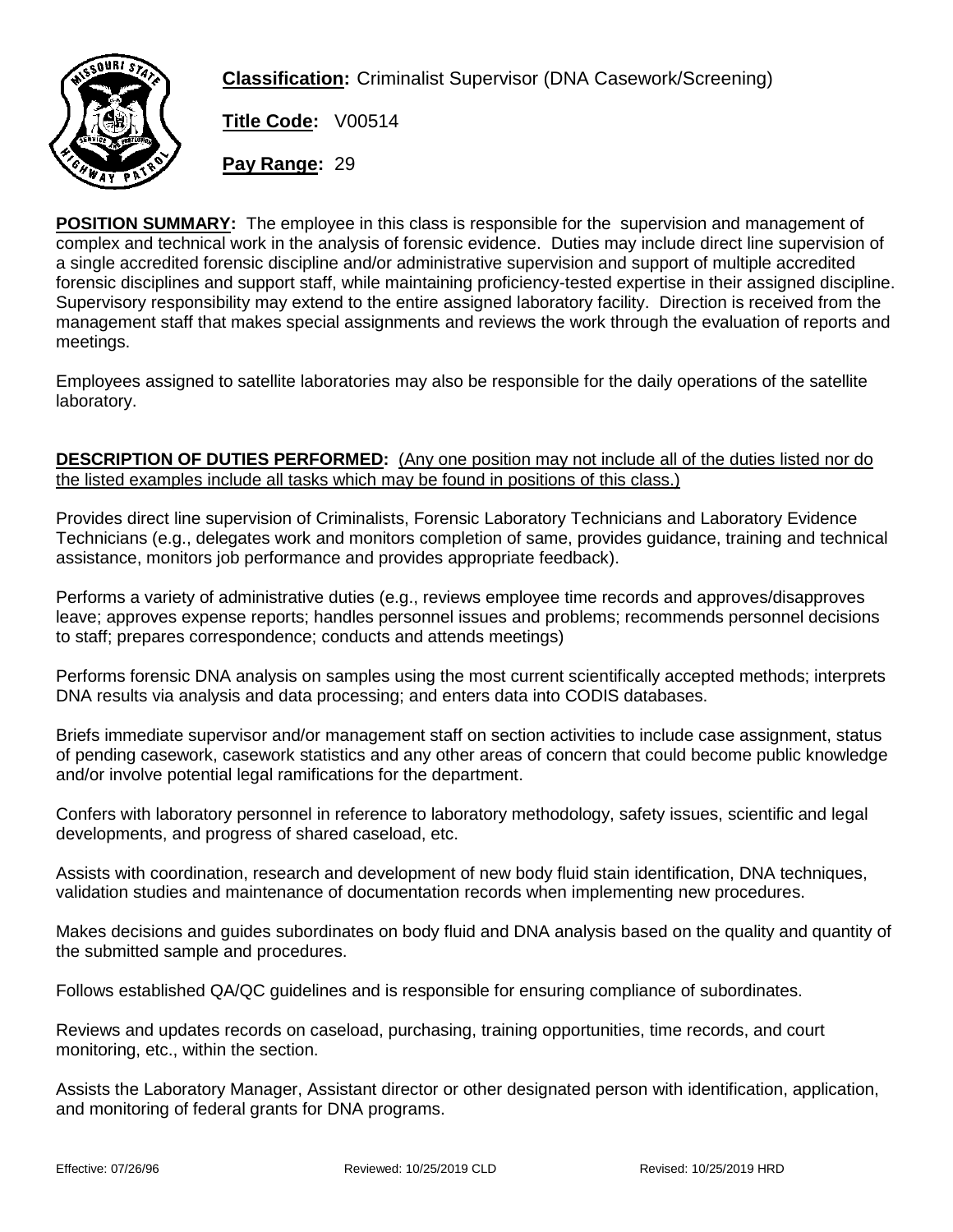**Classification:** Criminalist Supervisor (DNA Casework/Screening)

**Title Code:** V00514

**Pay Range:** 29

**POSITION SUMMARY:** The employee in this class is responsible for the supervision and management of complex and technical work in the analysis of forensic evidence. Duties may include direct line supervision of a single accredited forensic discipline and/or administrative supervision and support of multiple accredited forensic disciplines and support staff, while maintaining proficiency-tested expertise in their assigned discipline. Supervisory responsibility may extend to the entire assigned laboratory facility. Direction is received from the management staff that makes special assignments and reviews the work through the evaluation of reports and meetings.

Employees assigned to satellite laboratories may also be responsible for the daily operations of the satellite laboratory.

**DESCRIPTION OF DUTIES PERFORMED:** (Any one position may not include all of the duties listed nor do the listed examples include all tasks which may be found in positions of this class.)

Provides direct line supervision of Criminalists, Forensic Laboratory Technicians and Laboratory Evidence Technicians (e.g., delegates work and monitors completion of same, provides guidance, training and technical assistance, monitors job performance and provides appropriate feedback).

Performs a variety of administrative duties (e.g., reviews employee time records and approves/disapproves leave; approves expense reports; handles personnel issues and problems; recommends personnel decisions to staff; prepares correspondence; conducts and attends meetings)

Performs forensic DNA analysis on samples using the most current scientifically accepted methods; interprets DNA results via analysis and data processing; and enters data into CODIS databases.

Briefs immediate supervisor and/or management staff on section activities to include case assignment, status of pending casework, casework statistics and any other areas of concern that could become public knowledge and/or involve potential legal ramifications for the department.

Confers with laboratory personnel in reference to laboratory methodology, safety issues, scientific and legal developments, and progress of shared caseload, etc.

Assists with coordination, research and development of new body fluid stain identification, DNA techniques, validation studies and maintenance of documentation records when implementing new procedures.

Makes decisions and guides subordinates on body fluid and DNA analysis based on the quality and quantity of the submitted sample and procedures.

Follows established QA/QC guidelines and is responsible for ensuring compliance of subordinates.

Reviews and updates records on caseload, purchasing, training opportunities, time records, and court monitoring, etc., within the section.

Assists the Laboratory Manager, Assistant director or other designated person with identification, application, and monitoring of federal grants for DNA programs.

Effective: 07/26/96 Reviewed: 10/25/2019 CLD Revised: 10/25/2019 HRD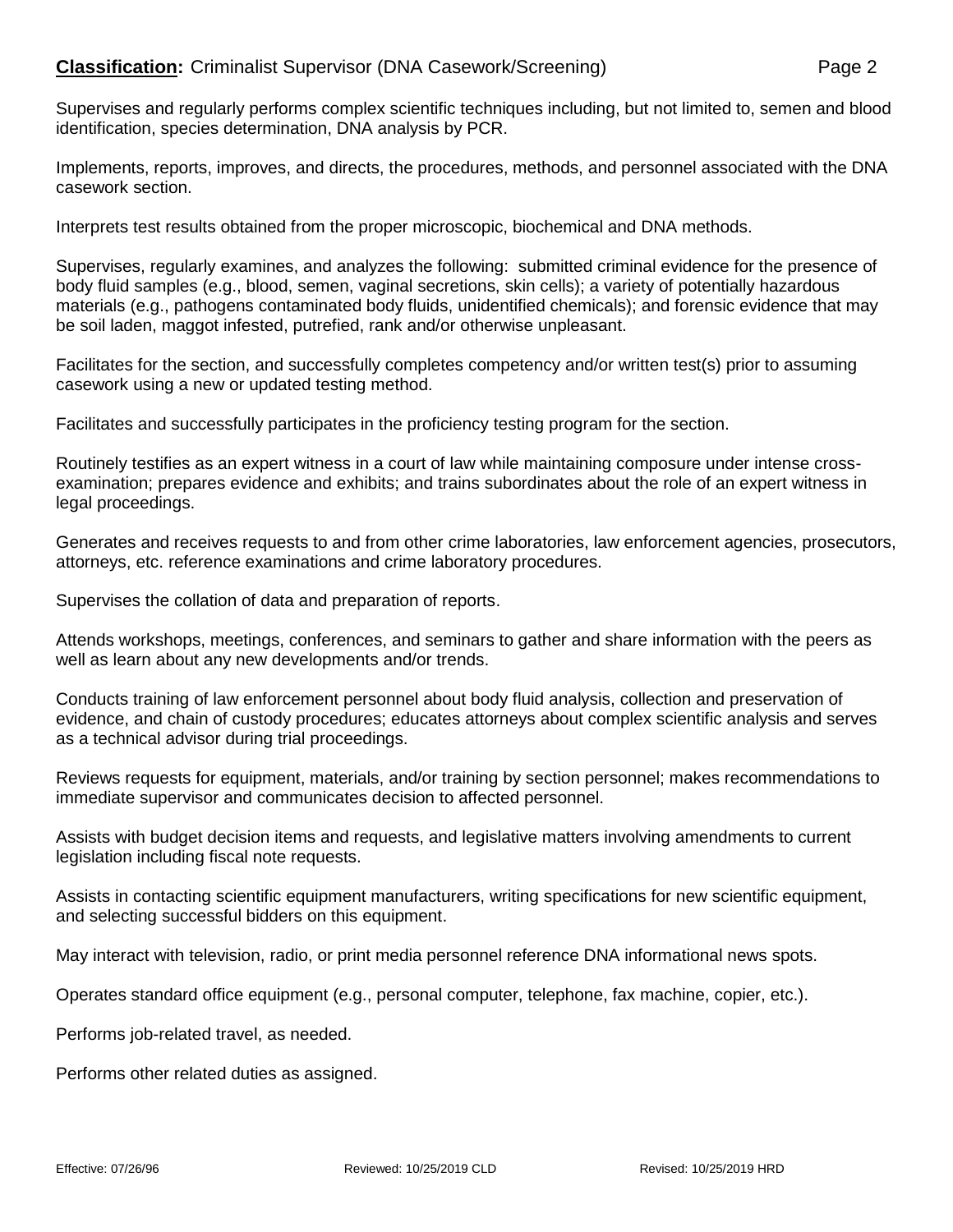Supervises and regularly performs complex scientific techniques including, but not limited to, semen and blood identification, species determination, DNA analysis by PCR.

Implements, reports, improves, and directs, the procedures, methods, and personnel associated with the DNA casework section.

Interprets test results obtained from the proper microscopic, biochemical and DNA methods.

Supervises, regularly examines, and analyzes the following: submitted criminal evidence for the presence of body fluid samples (e.g., blood, semen, vaginal secretions, skin cells); a variety of potentially hazardous materials (e.g., pathogens contaminated body fluids, unidentified chemicals); and forensic evidence that may be soil laden, maggot infested, putrefied, rank and/or otherwise unpleasant.

Facilitates for the section, and successfully completes competency and/or written test(s) prior to assuming casework using a new or updated testing method.

Facilitates and successfully participates in the proficiency testing program for the section.

Routinely testifies as an expert witness in a court of law while maintaining composure under intense cross-examination; prepares evidence and exhibits; and trains subordinates about the role of an expert witness in legal proceedings.

Generates and receives requests to and from other crime laboratories, law enforcement agencies, prosecutors, attorneys, etc. reference examinations and crime laboratory procedures.

Supervises the collation of data and preparation of reports.

Attends workshops, meetings, conferences, and seminars to gather and share information with the peers as well as learn about any new developments and/or trends.

Conducts training of law enforcement personnel about body fluid analysis, collection and preservation of evidence, and chain of custody procedures; educates attorneys about complex scientific analysis and serves as a technical advisor during trial proceedings.

Reviews requests for equipment, materials, and/or training by section personnel; makes recommendations to immediate supervisor and communicates decision to affected personnel.

Assists with budget decision items and requests, and legislative matters involving amendments to current legislation including fiscal note requests.

Assists in contacting scientific equipment manufacturers, writing specifications for new scientific equipment, and selecting successful bidders on this equipment.

May interact with television, radio, or print media personnel reference DNA informational news spots.

Operates standard office equipment (e.g., personal computer, telephone, fax machine, copier, etc.).

Performs job-related travel, as needed.

Performs other related duties as assigned.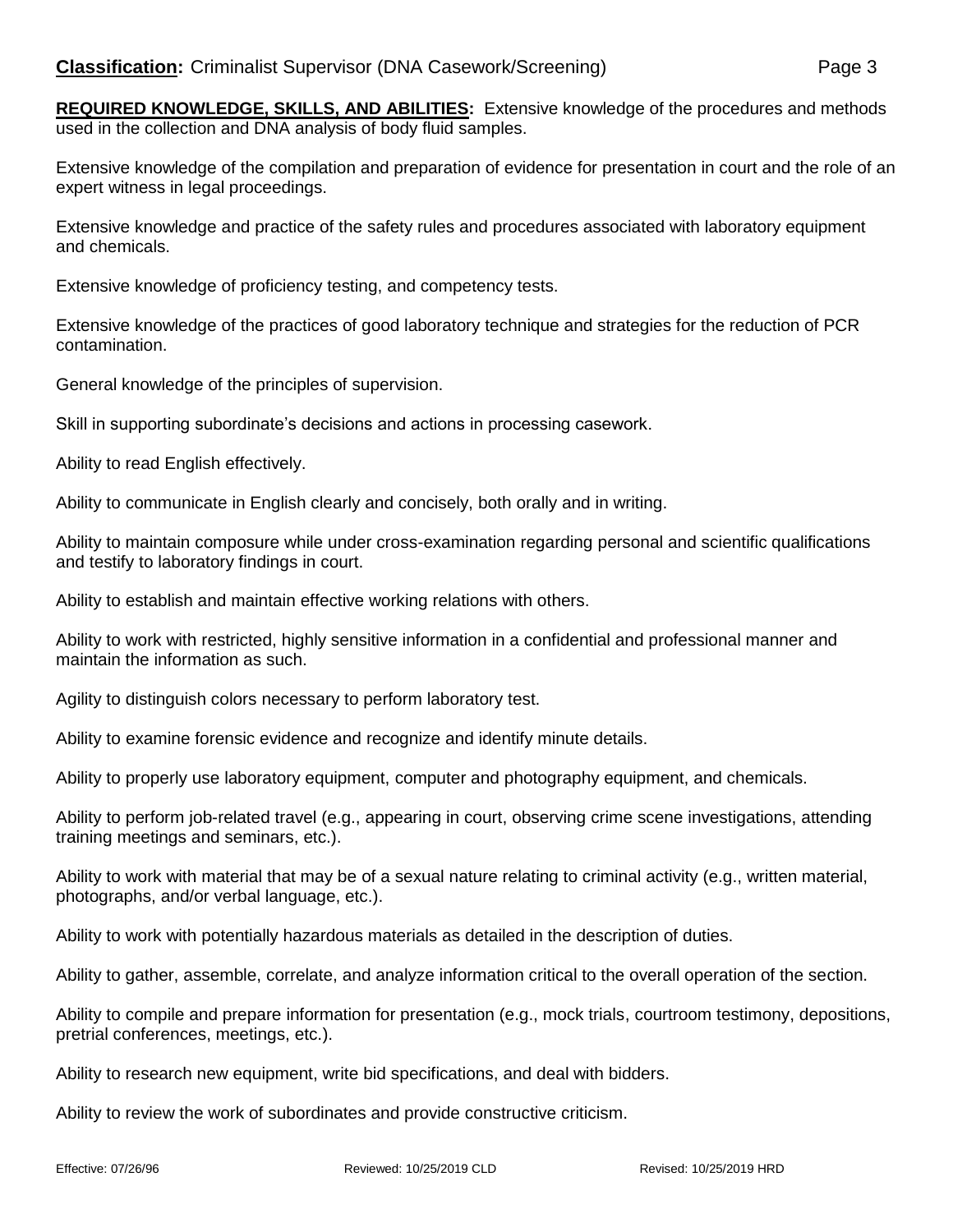**Classification:** Criminalist Supervisor (DNA Casework/Screening)

**REQUIRED KNOWLEDGE, SKILLS, AND ABILITIES:** Extensive knowledge of the procedures and methods used in the collection and DNA analysis of body fluid samples.

Extensive knowledge of the compilation and preparation of evidence for presentation in court and the role of an expert witness in legal proceedings.

Extensive knowledge and practice of the safety rules and procedures associated with laboratory equipment and chemicals.

Extensive knowledge of proficiency testing, and competency tests.

Extensive knowledge of the practices of good laboratory technique and strategies for the reduction of PCR contamination.

General knowledge of the principles of supervision.

Skill in supporting subordinate's decisions and actions in processing casework.

Ability to read English effectively.

Ability to communicate in English clearly and concisely, both orally and in writing.

Ability to maintain composure while under cross-examination regarding personal and scientific qualifications and testify to laboratory findings in court.

Ability to establish and maintain effective working relations with others.

Ability to work with restricted, highly sensitive information in a confidential and professional manner and maintain the information as such.

Agility to distinguish colors necessary to perform laboratory test.

Ability to examine forensic evidence and recognize and identify minute details.

Ability to properly use laboratory equipment, computer and photography equipment, and chemicals.

Ability to perform job-related travel (e.g., appearing in court, observing crime scene investigations, attending training meetings and seminars, etc.).

Ability to work with material that may be of a sexual nature relating to criminal activity (e.g., written material, photographs, and/or verbal language, etc.).

Ability to work with potentially hazardous materials as detailed in the description of duties.

Ability to gather, assemble, correlate, and analyze information critical to the overall operation of the section.

Ability to compile and prepare information for presentation (e.g., mock trials, courtroom testimony, depositions, pretrial conferences, meetings, etc.).

Ability to research new equipment, write bid specifications, and deal with bidders.

Ability to review the work of subordinates and provide constructive criticism.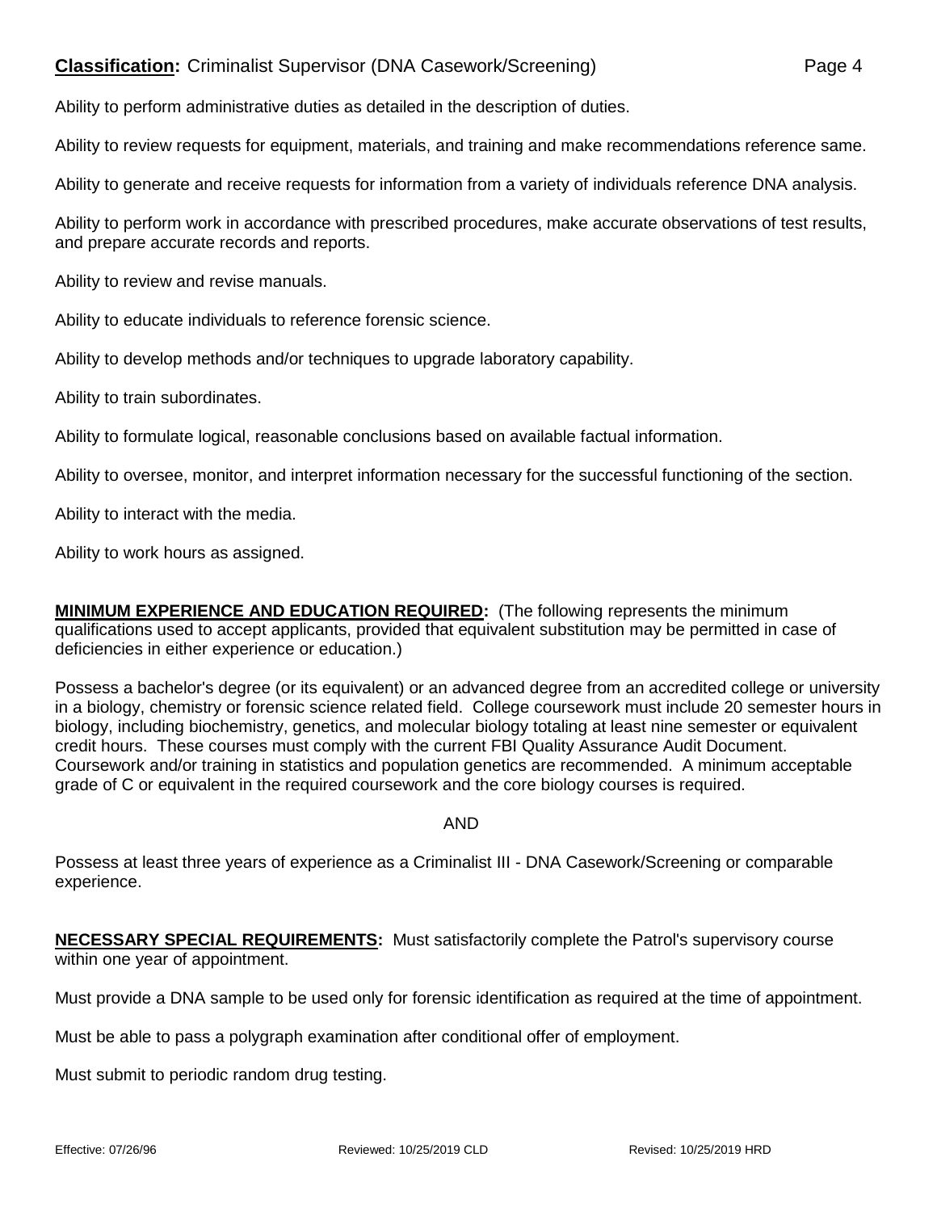Ability to perform administrative duties as detailed in the description of duties.

Ability to review requests for equipment, materials, and training and make recommendations reference same.

Ability to generate and receive requests for information from a variety of individuals reference DNA analysis.

Ability to perform work in accordance with prescribed procedures, make accurate observations of test results, and prepare accurate records and reports.

Ability to review and revise manuals.

Ability to educate individuals to reference forensic science.

Ability to develop methods and/or techniques to upgrade laboratory capability.

Ability to train subordinates.

Ability to formulate logical, reasonable conclusions based on available factual information.

Ability to oversee, monitor, and interpret information necessary for the successful functioning of the section.

Ability to interact with the media.

Ability to work hours as assigned.

**MINIMUM EXPERIENCE AND EDUCATION REQUIRED:** (The following represents the minimum qualifications used to accept applicants, provided that equivalent substitution may be permitted in case of deficiencies in either experience or education.)

Possess a bachelor's degree (or its equivalent) or an advanced degree from an accredited college or university in a biology, chemistry or forensic science related field. College coursework must include 20 semester hours in biology, including biochemistry, genetics, and molecular biology totaling at least nine semester or equivalent credit hours. These courses must comply with the current FBI Quality Assurance Audit Document. Coursework and/or training in statistics and population genetics are recommended. A minimum acceptable grade of C or equivalent in the required coursework and the core biology courses is required.

AND

Possess at least three years of experience as a Criminalist III - DNA Casework/Screening or comparable experience.

**NECESSARY SPECIAL REQUIREMENTS:** Must satisfactorily complete the Patrol's supervisory course within one year of appointment.

Must provide a DNA sample to be used only for forensic identification as required at the time of appointment.

Must be able to pass a polygraph examination after conditional offer of employment.

Must submit to periodic random drug testing.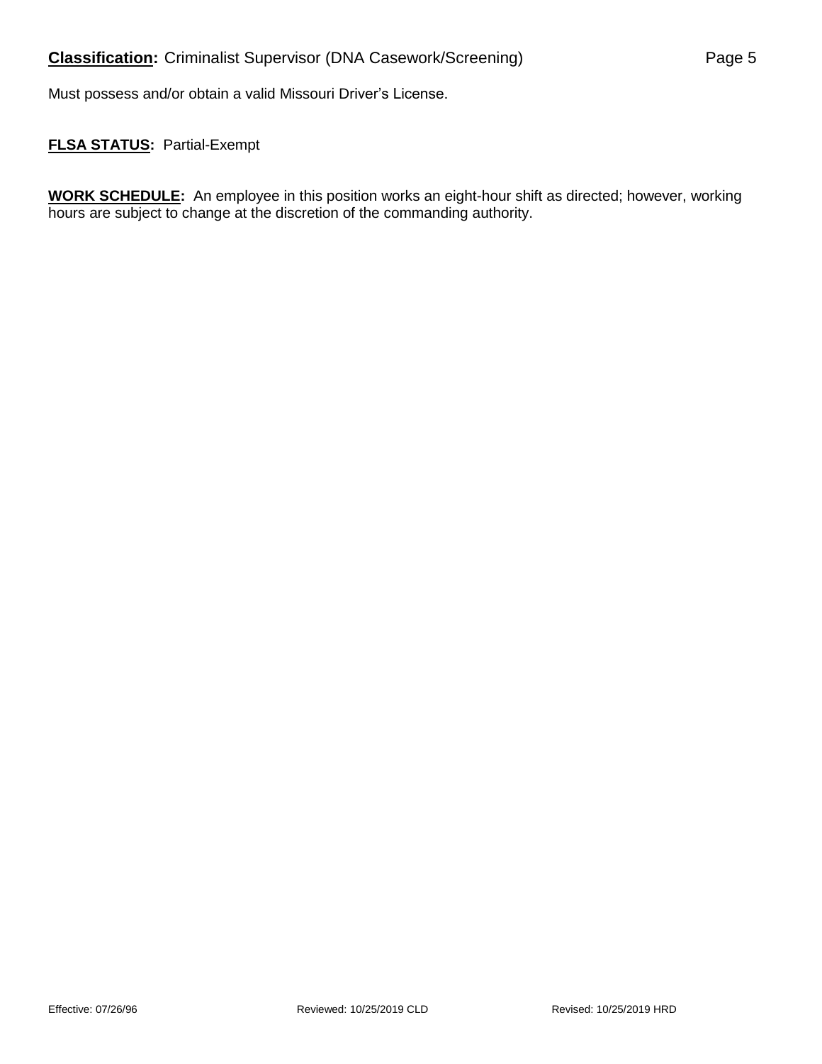Must possess and/or obtain a valid Missouri Driver's License.

**FLSA STATUS:** Partial-Exempt

**WORK SCHEDULE:** An employee in this position works an eight-hour shift as directed; however, working hours are subject to change at the discretion of the commanding authority.

Effective: 07/26/96 Reviewed: 10/25/2019 CLD Revised: 10/25/2019 HRD